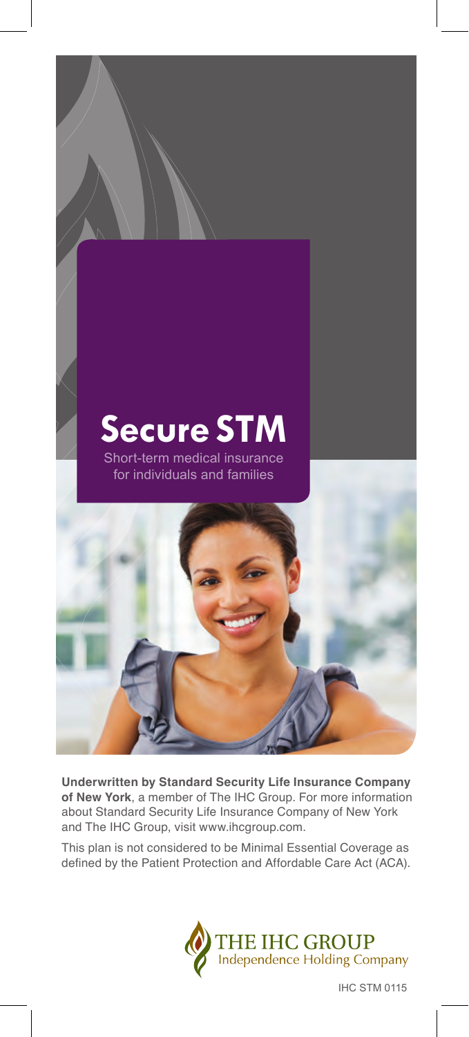# Secure STM

Short-term medical insurance for individuals and families

**Underwritten by Standard Security Life Insurance Company of New York**, a member of The IHC Group. For more information about Standard Security Life Insurance Company of New York and The IHC Group, visit www.ihcgroup.com.

This plan is not considered to be Minimal Essential Coverage as defined by the Patient Protection and Affordable Care Act (ACA).

THE IHC GROUP
Independence Holding Company

IHC STM 0115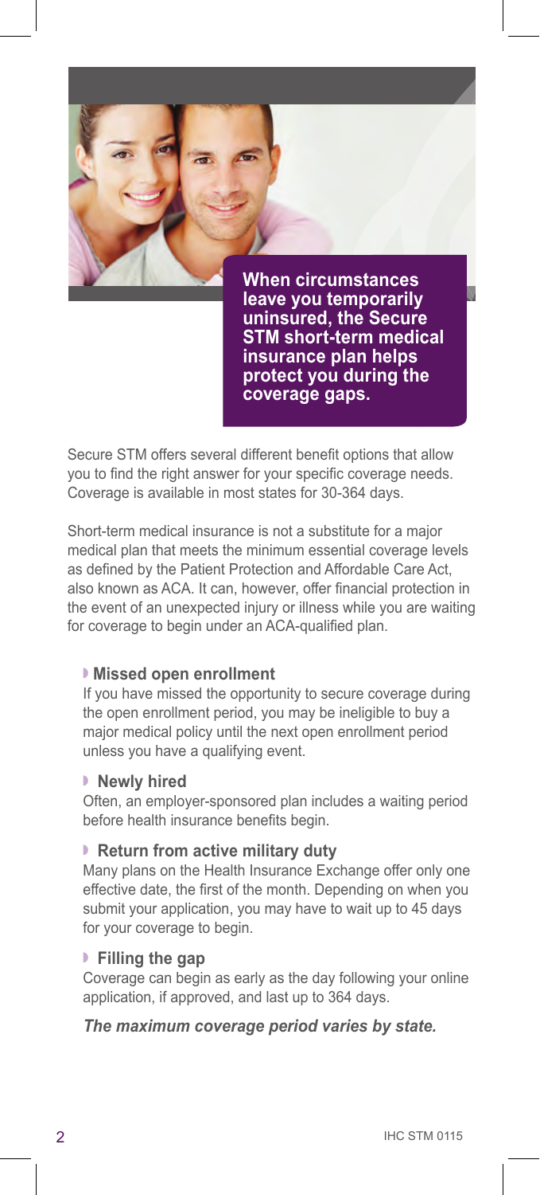**When circumstances leave you temporarily uninsured, the Secure STM short-term medical insurance plan helps protect you during the coverage gaps.**

Secure STM offers several different benefit options that allow you to find the right answer for your specific coverage needs. Coverage is available in most states for 30-364 days.

Short-term medical insurance is not a substitute for a major medical plan that meets the minimum essential coverage levels as defined by the Patient Protection and Affordable Care Act, also known as ACA. It can, however, offer financial protection in the event of an unexpected injury or illness while you are waiting for coverage to begin under an ACA-qualified plan.

### Missed open enrollment

If you have missed the opportunity to secure coverage during the open enrollment period, you may be ineligible to buy a major medical policy until the next open enrollment period unless you have a qualifying event.

### Newly hired

Often, an employer-sponsored plan includes a waiting period before health insurance benefits begin.

### Return from active military duty

Many plans on the Health Insurance Exchange offer only one effective date, the first of the month. Depending on when you submit your application, you may have to wait up to 45 days for your coverage to begin.

### Filling the gap

Coverage can begin as early as the day following your online application, if approved, and last up to 364 days.

***The maximum coverage period varies by state.***

IHC STM 0115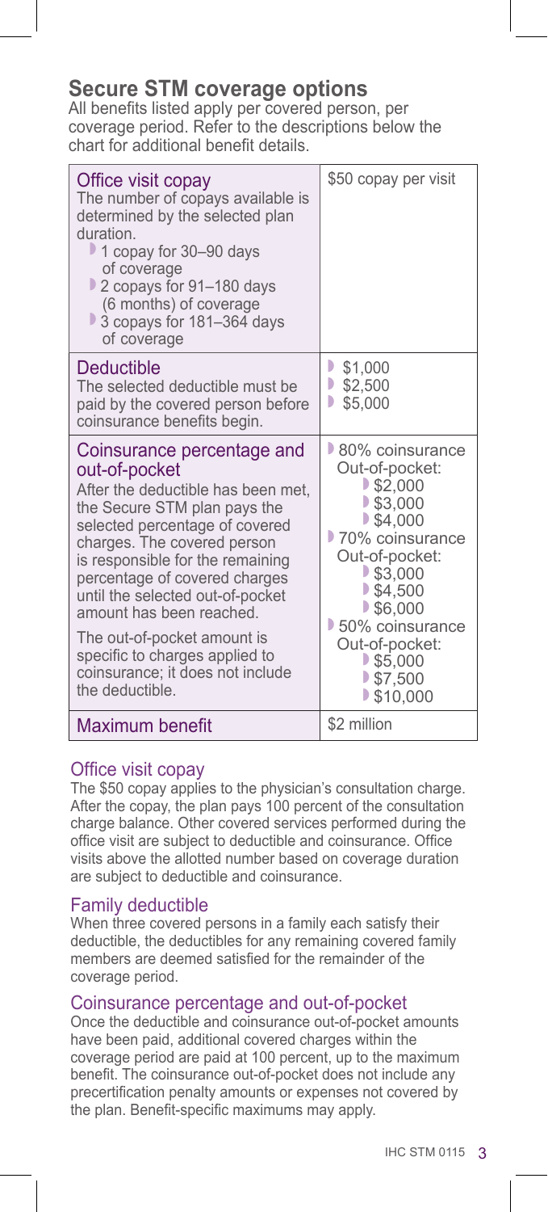# Secure STM coverage options

All benefits listed apply per covered person, per coverage period. Refer to the descriptions below the chart for additional benefit details.

| | |
|---|---|
| **Office visit copay**<br>The number of copays available is determined by the selected plan duration.<br>• 1 copay for 30–90 days of coverage<br>• 2 copays for 91–180 days (6 months) of coverage<br>• 3 copays for 181–364 days of coverage | $50 copay per visit |
| **Deductible**<br>The selected deductible must be paid by the covered person before coinsurance benefits begin. | • $1,000<br>• $2,500<br>• $5,000 |
| **Coinsurance percentage and out-of-pocket**<br>After the deductible has been met, the Secure STM plan pays the selected percentage of covered charges. The covered person is responsible for the remaining percentage of covered charges until the selected out-of-pocket amount has been reached.<br>The out-of-pocket amount is specific to charges applied to coinsurance; it does not include the deductible. | • 80% coinsurance<br>Out-of-pocket:<br>• $2,000<br>• $3,000<br>• $4,000<br>• 70% coinsurance<br>Out-of-pocket:<br>• $3,000<br>• $4,500<br>• $6,000<br>• 50% coinsurance<br>Out-of-pocket:<br>• $5,000<br>• $7,500<br>• $10,000 |
| **Maximum benefit** | $2 million |

## Office visit copay

The $50 copay applies to the physician's consultation charge. After the copay, the plan pays 100 percent of the consultation charge balance. Other covered services performed during the office visit are subject to deductible and coinsurance. Office visits above the allotted number based on coverage duration are subject to deductible and coinsurance.

## Family deductible

When three covered persons in a family each satisfy their deductible, the deductibles for any remaining covered family members are deemed satisfied for the remainder of the coverage period.

## Coinsurance percentage and out-of-pocket

Once the deductible and coinsurance out-of-pocket amounts have been paid, additional covered charges within the coverage period are paid at 100 percent, up to the maximum benefit. The coinsurance out-of-pocket does not include any precertification penalty amounts or expenses not covered by the plan. Benefit-specific maximums may apply.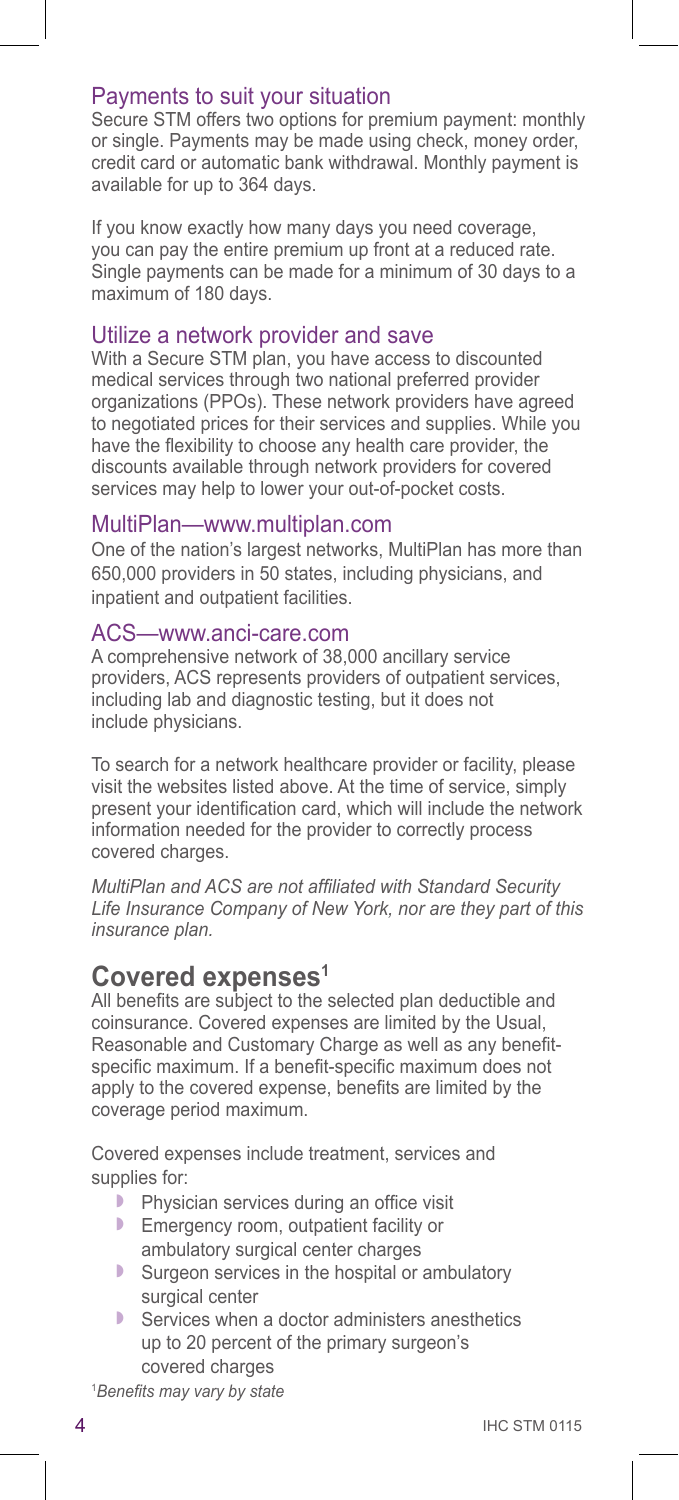## Payments to suit your situation

Secure STM offers two options for premium payment: monthly or single. Payments may be made using check, money order, credit card or automatic bank withdrawal. Monthly payment is available for up to 364 days.

If you know exactly how many days you need coverage, you can pay the entire premium up front at a reduced rate. Single payments can be made for a minimum of 30 days to a maximum of 180 days.

## Utilize a network provider and save

With a Secure STM plan, you have access to discounted medical services through two national preferred provider organizations (PPOs). These network providers have agreed to negotiated prices for their services and supplies. While you have the flexibility to choose any health care provider, the discounts available through network providers for covered services may help to lower your out-of-pocket costs.

## MultiPlan—www.multiplan.com

One of the nation's largest networks, MultiPlan has more than 650,000 providers in 50 states, including physicians, and inpatient and outpatient facilities.

## ACS—www.anci-care.com

A comprehensive network of 38,000 ancillary service providers, ACS represents providers of outpatient services, including lab and diagnostic testing, but it does not include physicians.

To search for a network healthcare provider or facility, please visit the websites listed above. At the time of service, simply present your identification card, which will include the network information needed for the provider to correctly process covered charges.

*MultiPlan and ACS are not affiliated with Standard Security Life Insurance Company of New York, nor are they part of this insurance plan.*

# Covered expenses[1]

All benefits are subject to the selected plan deductible and coinsurance. Covered expenses are limited by the Usual, Reasonable and Customary Charge as well as any benefit-specific maximum. If a benefit-specific maximum does not apply to the covered expense, benefits are limited by the coverage period maximum.

Covered expenses include treatment, services and supplies for:

- Physician services during an office visit
- Emergency room, outpatient facility or ambulatory surgical center charges
- Surgeon services in the hospital or ambulatory surgical center
- Services when a doctor administers anesthetics up to 20 percent of the primary surgeon's covered charges

[1]*Benefits may vary by state*

IHC STM 0115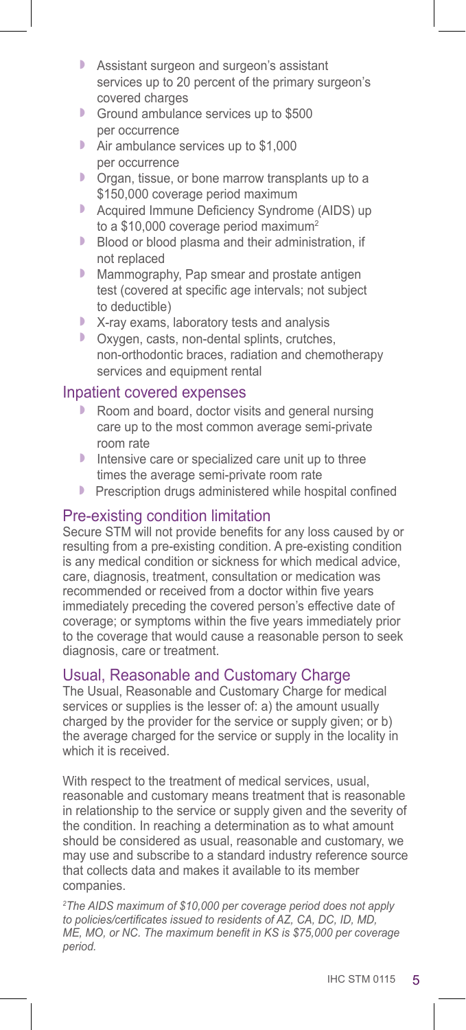- Assistant surgeon and surgeon's assistant services up to 20 percent of the primary surgeon's covered charges
- Ground ambulance services up to $500 per occurrence
- Air ambulance services up to $1,000 per occurrence
- Organ, tissue, or bone marrow transplants up to a $150,000 coverage period maximum
- Acquired Immune Deficiency Syndrome (AIDS) up to a $10,000 coverage period maximum[2]
- Blood or blood plasma and their administration, if not replaced
- Mammography, Pap smear and prostate antigen test (covered at specific age intervals; not subject to deductible)
- X-ray exams, laboratory tests and analysis
- Oxygen, casts, non-dental splints, crutches, non-orthodontic braces, radiation and chemotherapy services and equipment rental

## Inpatient covered expenses

- Room and board, doctor visits and general nursing care up to the most common average semi-private room rate
- Intensive care or specialized care unit up to three times the average semi-private room rate
- Prescription drugs administered while hospital confined

## Pre-existing condition limitation

Secure STM will not provide benefits for any loss caused by or resulting from a pre-existing condition. A pre-existing condition is any medical condition or sickness for which medical advice, care, diagnosis, treatment, consultation or medication was recommended or received from a doctor within five years immediately preceding the covered person's effective date of coverage; or symptoms within the five years immediately prior to the coverage that would cause a reasonable person to seek diagnosis, care or treatment.

## Usual, Reasonable and Customary Charge

The Usual, Reasonable and Customary Charge for medical services or supplies is the lesser of: a) the amount usually charged by the provider for the service or supply given; or b) the average charged for the service or supply in the locality in which it is received.

With respect to the treatment of medical services, usual, reasonable and customary means treatment that is reasonable in relationship to the service or supply given and the severity of the condition. In reaching a determination as to what amount should be considered as usual, reasonable and customary, we may use and subscribe to a standard industry reference source that collects data and makes it available to its member companies.

*[2]The AIDS maximum of $10,000 per coverage period does not apply to policies/certificates issued to residents of AZ, CA, DC, ID, MD, ME, MO, or NC. The maximum benefit in KS is $75,000 per coverage period.*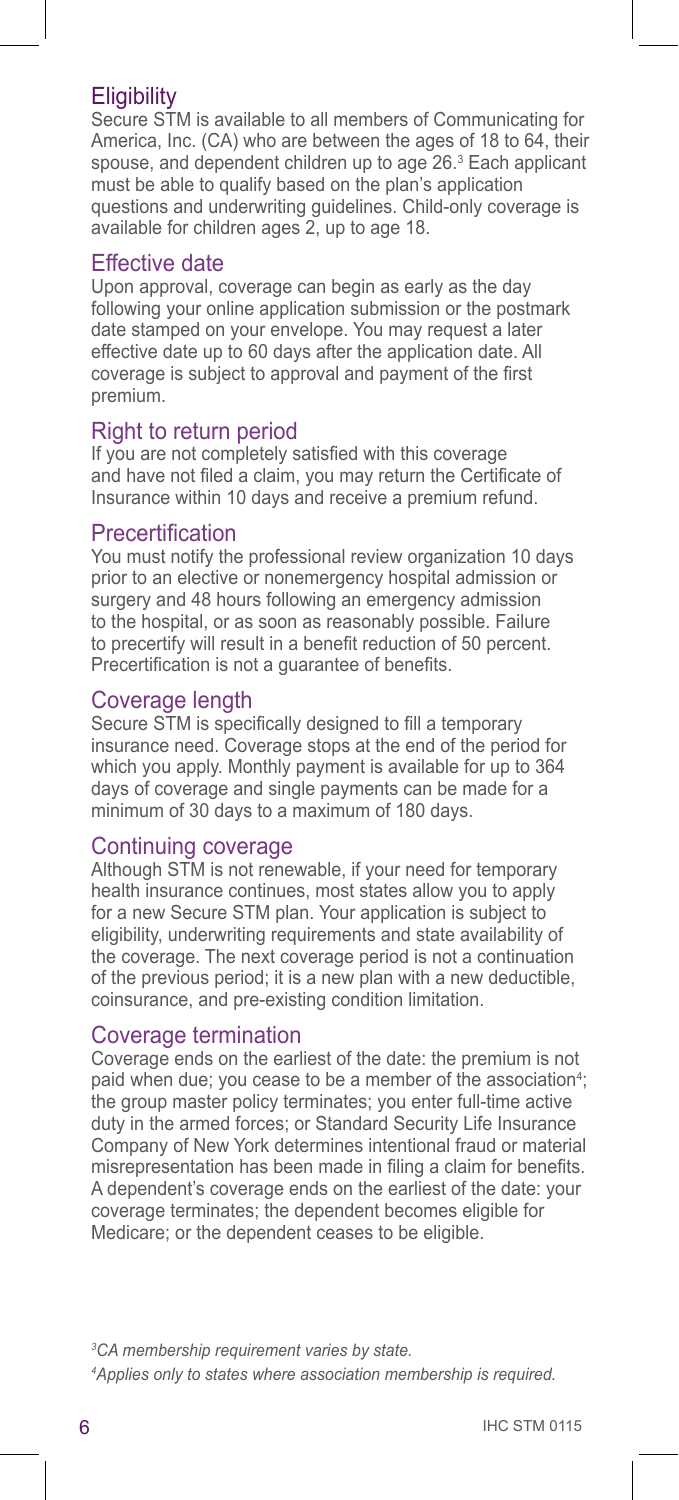## Eligibility

Secure STM is available to all members of Communicating for America, Inc. (CA) who are between the ages of 18 to 64, their spouse, and dependent children up to age 26.[3] Each applicant must be able to qualify based on the plan's application questions and underwriting guidelines. Child-only coverage is available for children ages 2, up to age 18.

## Effective date

Upon approval, coverage can begin as early as the day following your online application submission or the postmark date stamped on your envelope. You may request a later effective date up to 60 days after the application date. All coverage is subject to approval and payment of the first premium.

## Right to return period

If you are not completely satisfied with this coverage and have not filed a claim, you may return the Certificate of Insurance within 10 days and receive a premium refund.

## Precertification

You must notify the professional review organization 10 days prior to an elective or nonemergency hospital admission or surgery and 48 hours following an emergency admission to the hospital, or as soon as reasonably possible. Failure to precertify will result in a benefit reduction of 50 percent. Precertification is not a guarantee of benefits.

## Coverage length

Secure STM is specifically designed to fill a temporary insurance need. Coverage stops at the end of the period for which you apply. Monthly payment is available for up to 364 days of coverage and single payments can be made for a minimum of 30 days to a maximum of 180 days.

## Continuing coverage

Although STM is not renewable, if your need for temporary health insurance continues, most states allow you to apply for a new Secure STM plan. Your application is subject to eligibility, underwriting requirements and state availability of the coverage. The next coverage period is not a continuation of the previous period; it is a new plan with a new deductible, coinsurance, and pre-existing condition limitation.

## Coverage termination

Coverage ends on the earliest of the date: the premium is not paid when due; you cease to be a member of the association[4]; the group master policy terminates; you enter full-time active duty in the armed forces; or Standard Security Life Insurance Company of New York determines intentional fraud or material misrepresentation has been made in filing a claim for benefits. A dependent's coverage ends on the earliest of the date: your coverage terminates; the dependent becomes eligible for Medicare; or the dependent ceases to be eligible.

*[3]CA membership requirement varies by state.*

*[4]Applies only to states where association membership is required.*

IHC STM 0115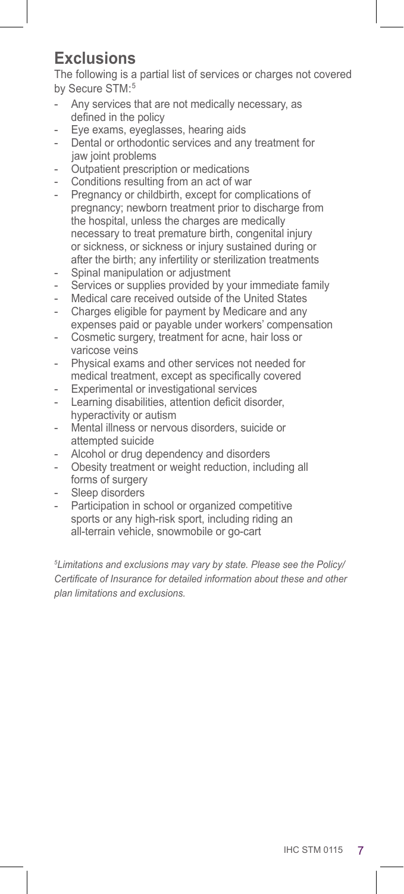## Exclusions

The following is a partial list of services or charges not covered by Secure STM:[5]

- Any services that are not medically necessary, as defined in the policy
- Eye exams, eyeglasses, hearing aids
- Dental or orthodontic services and any treatment for jaw joint problems
- Outpatient prescription or medications
- Conditions resulting from an act of war
- Pregnancy or childbirth, except for complications of pregnancy; newborn treatment prior to discharge from the hospital, unless the charges are medically necessary to treat premature birth, congenital injury or sickness, or sickness or injury sustained during or after the birth; any infertility or sterilization treatments
- Spinal manipulation or adjustment
- Services or supplies provided by your immediate family
- Medical care received outside of the United States
- Charges eligible for payment by Medicare and any expenses paid or payable under workers' compensation
- Cosmetic surgery, treatment for acne, hair loss or varicose veins
- Physical exams and other services not needed for medical treatment, except as specifically covered
- Experimental or investigational services
- Learning disabilities, attention deficit disorder, hyperactivity or autism
- Mental illness or nervous disorders, suicide or attempted suicide
- Alcohol or drug dependency and disorders
- Obesity treatment or weight reduction, including all forms of surgery
- Sleep disorders
- Participation in school or organized competitive sports or any high-risk sport, including riding an all-terrain vehicle, snowmobile or go-cart

*[5]Limitations and exclusions may vary by state. Please see the Policy/ Certificate of Insurance for detailed information about these and other plan limitations and exclusions.*

IHC STM 0115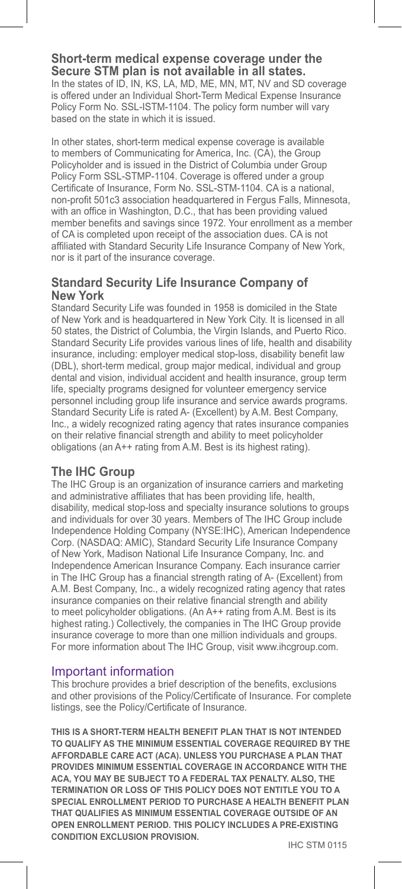## Short-term medical expense coverage under the Secure STM plan is not available in all states.

In the states of ID, IN, KS, LA, MD, ME, MN, MT, NV and SD coverage is offered under an Individual Short-Term Medical Expense Insurance Policy Form No. SSL-ISTM-1104. The policy form number will vary based on the state in which it is issued.

In other states, short-term medical expense coverage is available to members of Communicating for America, Inc. (CA), the Group Policyholder and is issued in the District of Columbia under Group Policy Form SSL-STMP-1104. Coverage is offered under a group Certificate of Insurance, Form No. SSL-STM-1104. CA is a national, non-profit 501c3 association headquartered in Fergus Falls, Minnesota, with an office in Washington, D.C., that has been providing valued member benefits and savings since 1972. Your enrollment as a member of CA is completed upon receipt of the association dues. CA is not affiliated with Standard Security Life Insurance Company of New York, nor is it part of the insurance coverage.

## Standard Security Life Insurance Company of New York

Standard Security Life was founded in 1958 is domiciled in the State of New York and is headquartered in New York City. It is licensed in all 50 states, the District of Columbia, the Virgin Islands, and Puerto Rico. Standard Security Life provides various lines of life, health and disability insurance, including: employer medical stop-loss, disability benefit law (DBL), short-term medical, group major medical, individual and group dental and vision, individual accident and health insurance, group term life, specialty programs designed for volunteer emergency service personnel including group life insurance and service awards programs. Standard Security Life is rated A- (Excellent) by A.M. Best Company, Inc., a widely recognized rating agency that rates insurance companies on their relative financial strength and ability to meet policyholder obligations (an A++ rating from A.M. Best is its highest rating).

## The IHC Group

The IHC Group is an organization of insurance carriers and marketing and administrative affiliates that has been providing life, health, disability, medical stop-loss and specialty insurance solutions to groups and individuals for over 30 years. Members of The IHC Group include Independence Holding Company (NYSE:IHC), American Independence Corp. (NASDAQ: AMIC), Standard Security Life Insurance Company of New York, Madison National Life Insurance Company, Inc. and Independence American Insurance Company. Each insurance carrier in The IHC Group has a financial strength rating of A- (Excellent) from A.M. Best Company, Inc., a widely recognized rating agency that rates insurance companies on their relative financial strength and ability to meet policyholder obligations. (An A++ rating from A.M. Best is its highest rating.) Collectively, the companies in The IHC Group provide insurance coverage to more than one million individuals and groups. For more information about The IHC Group, visit www.ihcgroup.com.

## Important information

This brochure provides a brief description of the benefits, exclusions and other provisions of the Policy/Certificate of Insurance. For complete listings, see the Policy/Certificate of Insurance.

**THIS IS A SHORT-TERM HEALTH BENEFIT PLAN THAT IS NOT INTENDED TO QUALIFY AS THE MINIMUM ESSENTIAL COVERAGE REQUIRED BY THE AFFORDABLE CARE ACT (ACA). UNLESS YOU PURCHASE A PLAN THAT PROVIDES MINIMUM ESSENTIAL COVERAGE IN ACCORDANCE WITH THE ACA, YOU MAY BE SUBJECT TO A FEDERAL TAX PENALTY. ALSO, THE TERMINATION OR LOSS OF THIS POLICY DOES NOT ENTITLE YOU TO A SPECIAL ENROLLMENT PERIOD TO PURCHASE A HEALTH BENEFIT PLAN THAT QUALIFIES AS MINIMUM ESSENTIAL COVERAGE OUTSIDE OF AN OPEN ENROLLMENT PERIOD. THIS POLICY INCLUDES A PRE-EXISTING CONDITION EXCLUSION PROVISION.**

IHC STM 0115